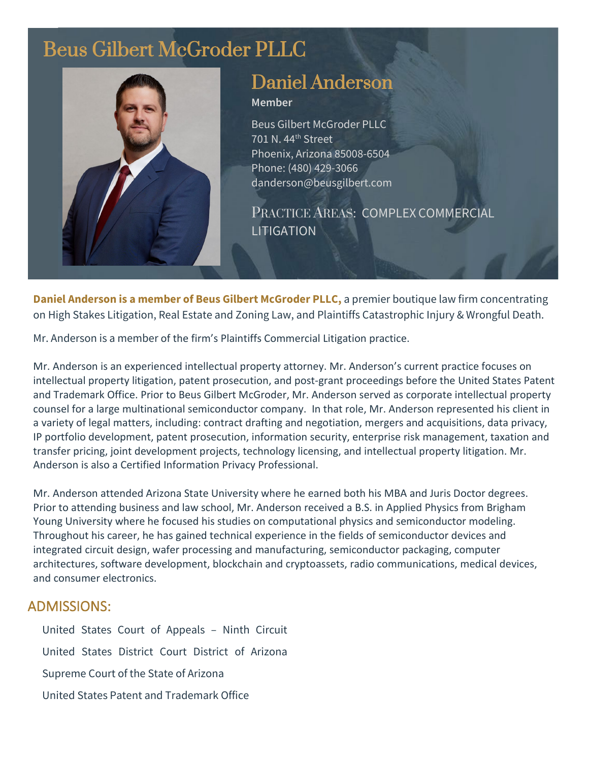# Beus Gilbert McGroder PLLC

## Daniel Anderson

**Member**

Beus Gilbert McGroder PLLC
701 N. 44th Street
Phoenix, Arizona 85008-6504
Phone: (480) 429-3066
danderson@beusgilbert.com

PRACTICE AREAS: COMPLEX COMMERCIAL LITIGATION

**Daniel Anderson is a member of Beus Gilbert McGroder PLLC,** a premier boutique law firm concentrating on High Stakes Litigation, Real Estate and Zoning Law, and Plaintiffs Catastrophic Injury & Wrongful Death.

Mr. Anderson is a member of the firm's Plaintiffs Commercial Litigation practice.

Mr. Anderson is an experienced intellectual property attorney. Mr. Anderson's current practice focuses on intellectual property litigation, patent prosecution, and post-grant proceedings before the United States Patent and Trademark Office. Prior to Beus Gilbert McGroder, Mr. Anderson served as corporate intellectual property counsel for a large multinational semiconductor company. In that role, Mr. Anderson represented his client in a variety of legal matters, including: contract drafting and negotiation, mergers and acquisitions, data privacy, IP portfolio development, patent prosecution, information security, enterprise risk management, taxation and transfer pricing, joint development projects, technology licensing, and intellectual property litigation. Mr. Anderson is also a Certified Information Privacy Professional.

Mr. Anderson attended Arizona State University where he earned both his MBA and Juris Doctor degrees. Prior to attending business and law school, Mr. Anderson received a B.S. in Applied Physics from Brigham Young University where he focused his studies on computational physics and semiconductor modeling. Throughout his career, he has gained technical experience in the fields of semiconductor devices and integrated circuit design, wafer processing and manufacturing, semiconductor packaging, computer architectures, software development, blockchain and cryptoassets, radio communications, medical devices, and consumer electronics.

## ADMISSIONS:

United States Court of Appeals – Ninth Circuit

United States District Court District of Arizona

Supreme Court of the State of Arizona

United States Patent and Trademark Office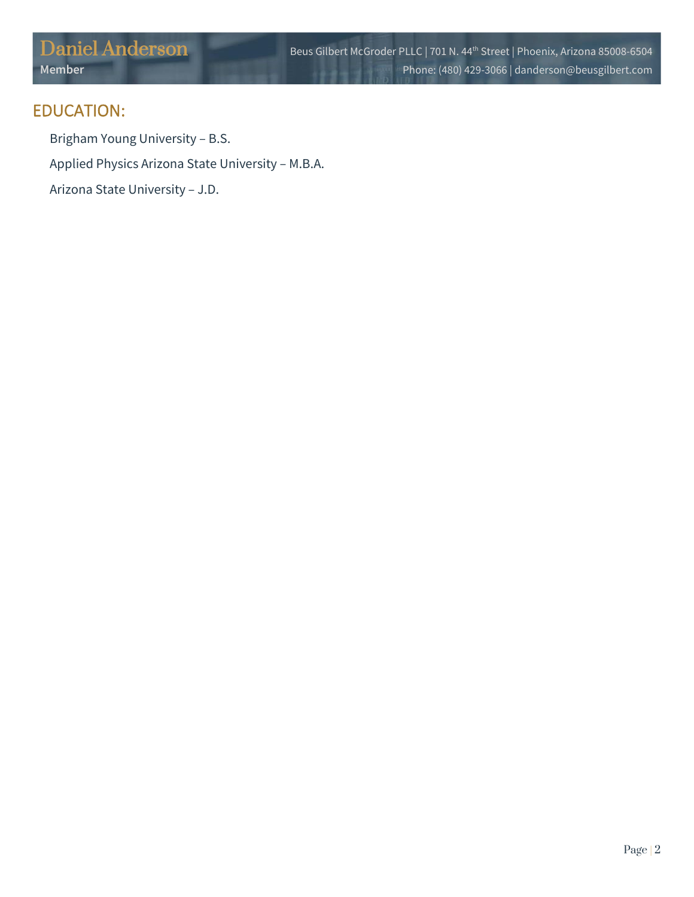## EDUCATION:

Brigham Young University – B.S.

Applied Physics Arizona State University – M.B.A.

Arizona State University – J.D.